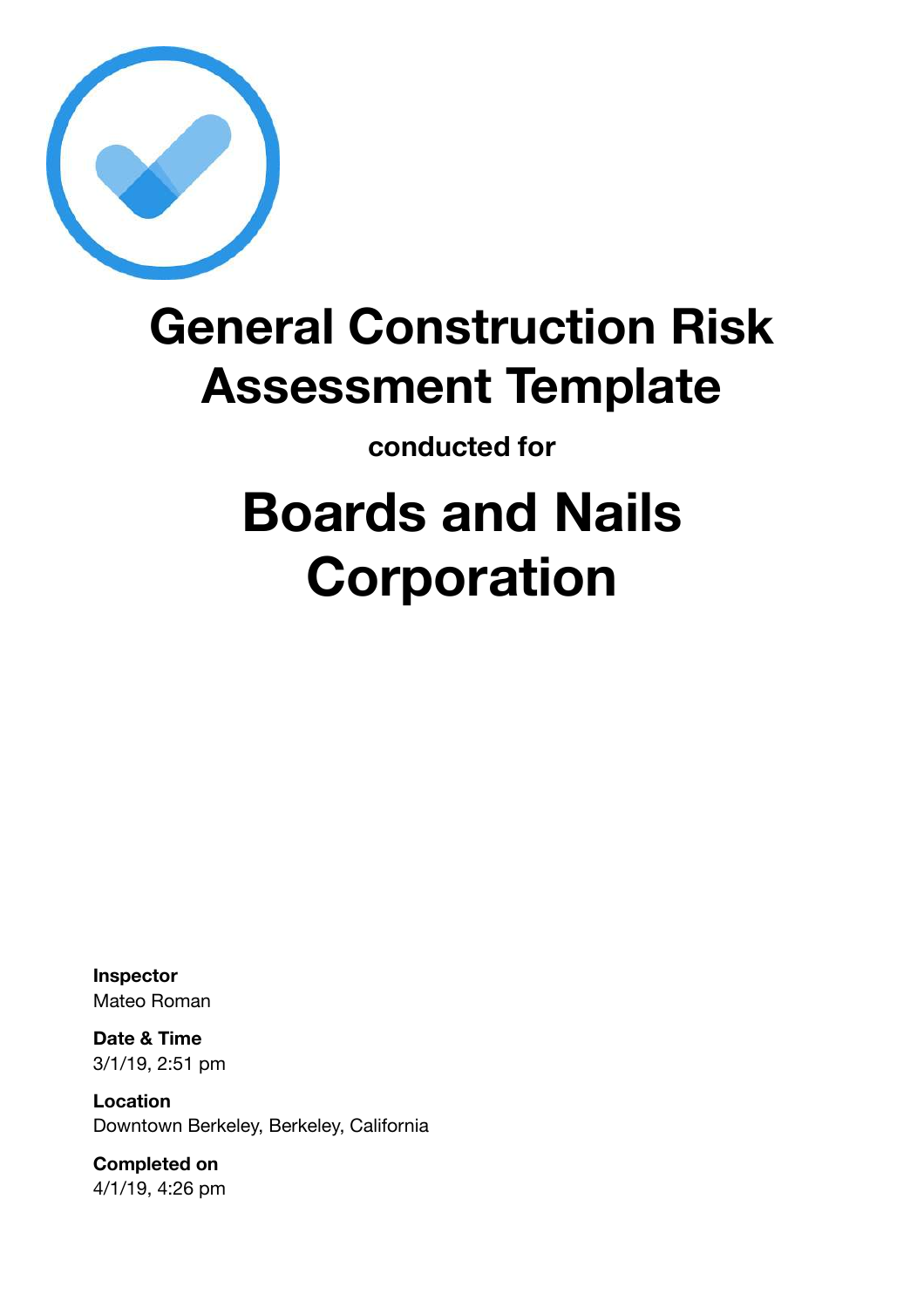# General Construction Risk Assessment Template

conducted for

# Boards and Nails Corporation

**Inspector**
Mateo Roman

**Date & Time**
3/1/19, 2:51 pm

**Location**
Downtown Berkeley, Berkeley, California

**Completed on**
4/1/19, 4:26 pm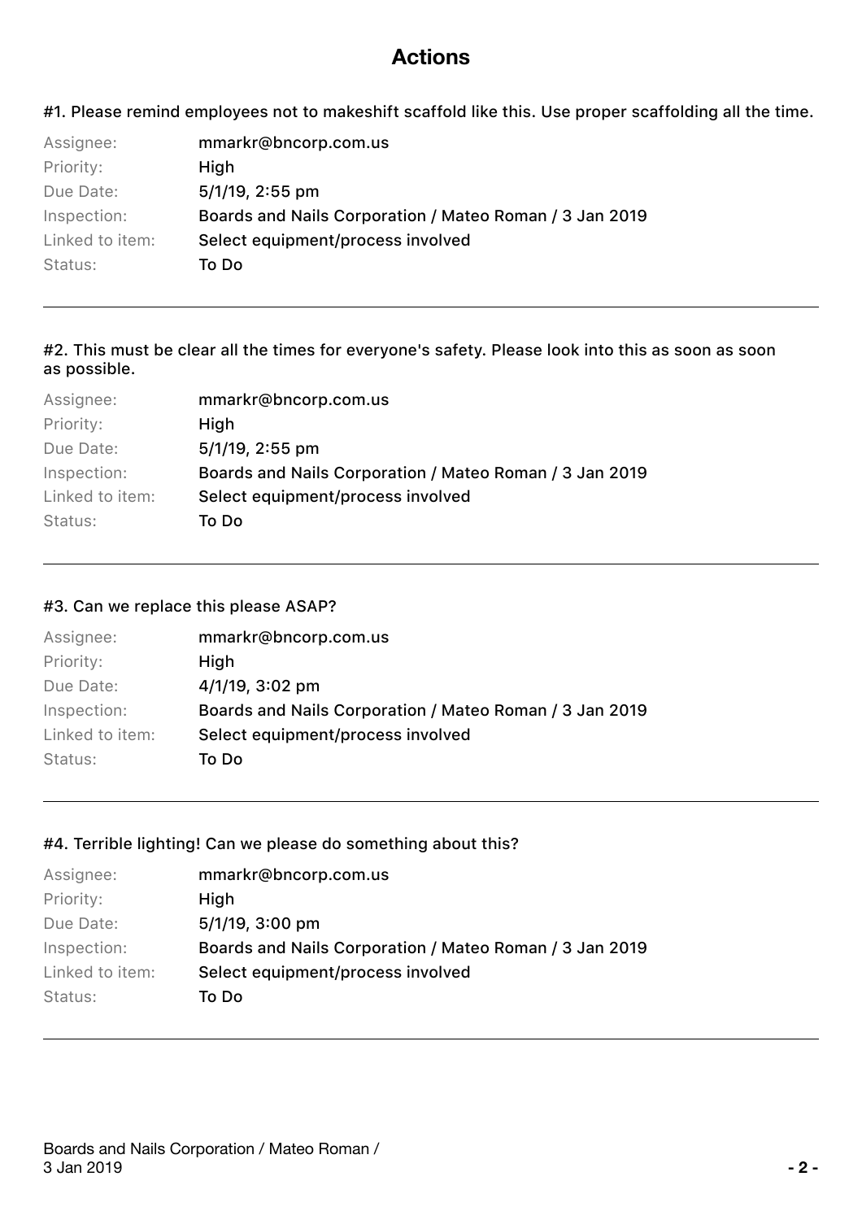# Actions

#1. Please remind employees not to makeshift scaffold like this. Use proper scaffolding all the time.

| | |
|---|---|
| Assignee: | mmarkr@bncorp.com.us |
| Priority: | High |
| Due Date: | 5/1/19, 2:55 pm |
| Inspection: | Boards and Nails Corporation / Mateo Roman / 3 Jan 2019 |
| Linked to item: | Select equipment/process involved |
| Status: | To Do |

---

#2. This must be clear all the times for everyone's safety. Please look into this as soon as soon as possible.

| | |
|---|---|
| Assignee: | mmarkr@bncorp.com.us |
| Priority: | High |
| Due Date: | 5/1/19, 2:55 pm |
| Inspection: | Boards and Nails Corporation / Mateo Roman / 3 Jan 2019 |
| Linked to item: | Select equipment/process involved |
| Status: | To Do |

---

#3. Can we replace this please ASAP?

| | |
|---|---|
| Assignee: | mmarkr@bncorp.com.us |
| Priority: | High |
| Due Date: | 4/1/19, 3:02 pm |
| Inspection: | Boards and Nails Corporation / Mateo Roman / 3 Jan 2019 |
| Linked to item: | Select equipment/process involved |
| Status: | To Do |

---

#4. Terrible lighting! Can we please do something about this?

| | |
|---|---|
| Assignee: | mmarkr@bncorp.com.us |
| Priority: | High |
| Due Date: | 5/1/19, 3:00 pm |
| Inspection: | Boards and Nails Corporation / Mateo Roman / 3 Jan 2019 |
| Linked to item: | Select equipment/process involved |
| Status: | To Do |

---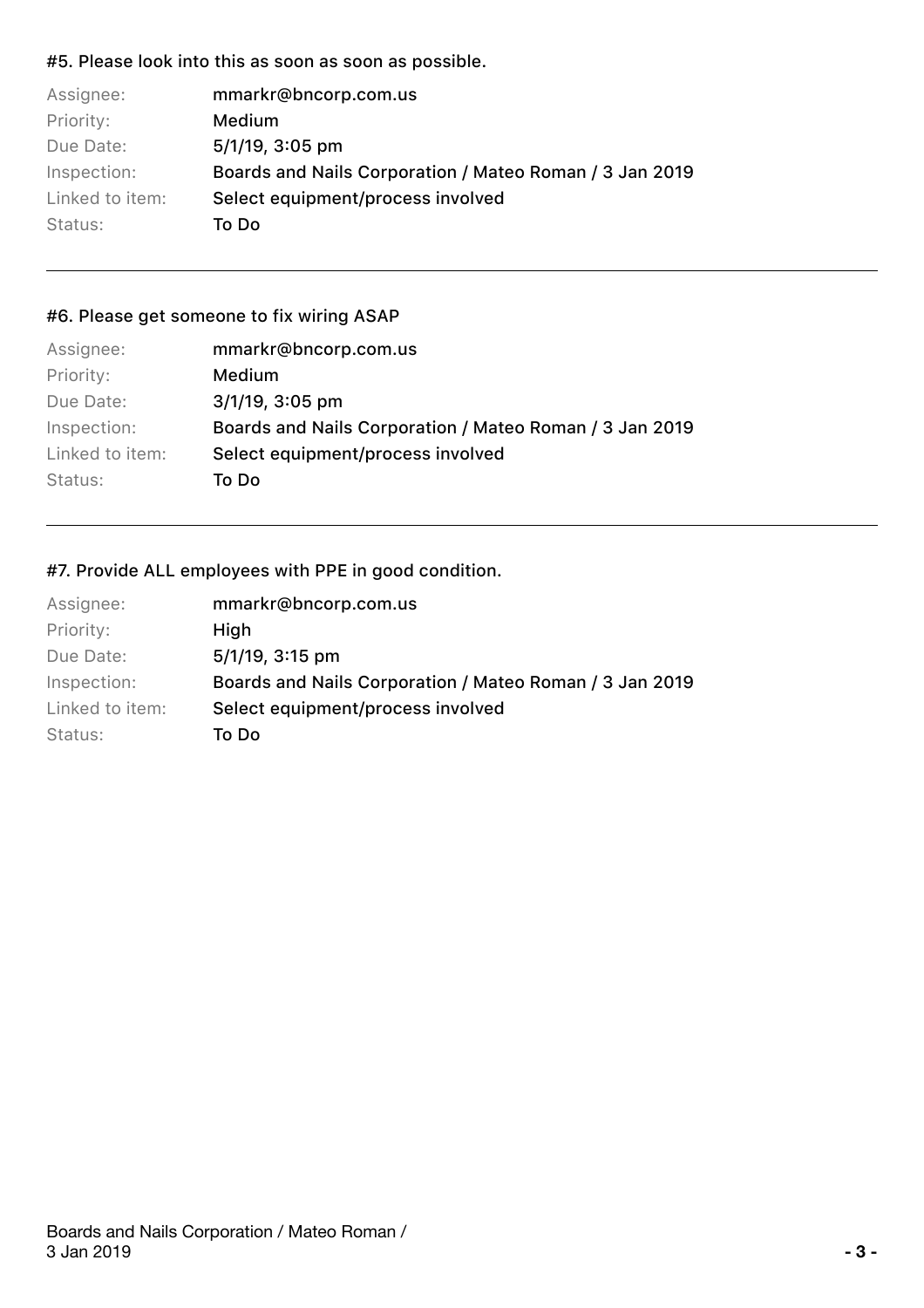#### #5. Please look into this as soon as soon as possible.

| | |
|---|---|
| Assignee: | mmarkr@bncorp.com.us |
| Priority: | Medium |
| Due Date: | 5/1/19, 3:05 pm |
| Inspection: | Boards and Nails Corporation / Mateo Roman / 3 Jan 2019 |
| Linked to item: | Select equipment/process involved |
| Status: | To Do |

---

#### #6. Please get someone to fix wiring ASAP

| | |
|---|---|
| Assignee: | mmarkr@bncorp.com.us |
| Priority: | Medium |
| Due Date: | 3/1/19, 3:05 pm |
| Inspection: | Boards and Nails Corporation / Mateo Roman / 3 Jan 2019 |
| Linked to item: | Select equipment/process involved |
| Status: | To Do |

---

#### #7. Provide ALL employees with PPE in good condition.

| | |
|---|---|
| Assignee: | mmarkr@bncorp.com.us |
| Priority: | High |
| Due Date: | 5/1/19, 3:15 pm |
| Inspection: | Boards and Nails Corporation / Mateo Roman / 3 Jan 2019 |
| Linked to item: | Select equipment/process involved |
| Status: | To Do |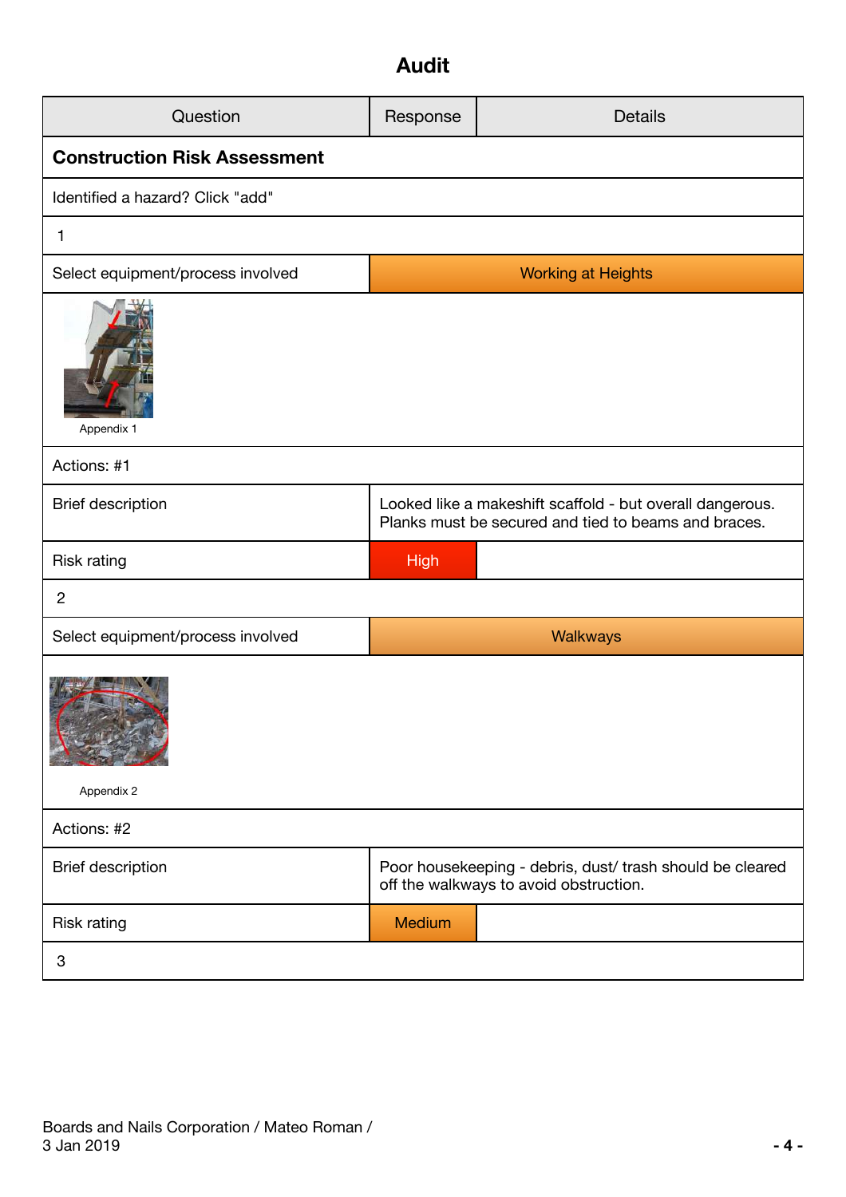# Audit

| Question | Response | Details |
|---|---|---|
| **Construction Risk Assessment** | | |
| Identified a hazard? Click "add" | | |
| 1 | | |
| Select equipment/process involved | Working at Heights | |
| Appendix 1 | | |
| Actions: #1 | | |
| Brief description | Looked like a makeshift scaffold - but overall dangerous. Planks must be secured and tied to beams and braces. | |
| Risk rating | High | |
| 2 | | |
| Select equipment/process involved | Walkways | |
| Appendix 2 | | |
| Actions: #2 | | |
| Brief description | Poor housekeeping - debris, dust/ trash should be cleared off the walkways to avoid obstruction. | |
| Risk rating | Medium | |
| 3 | | |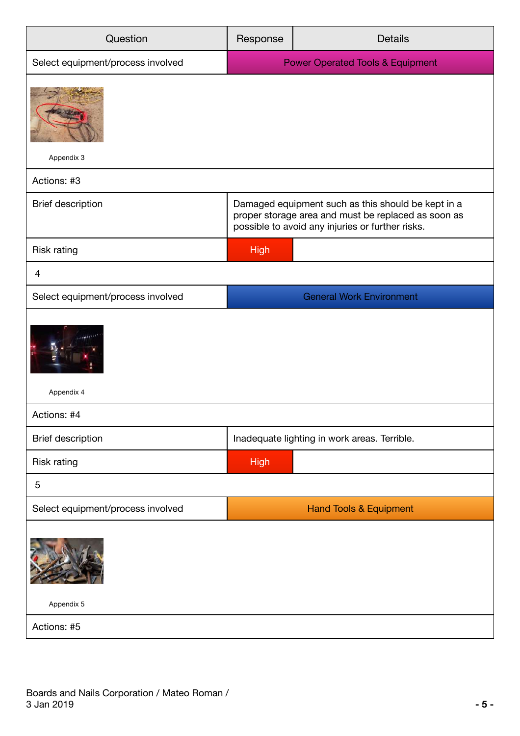| Question | Response | Details |
| --- | --- | --- |
| Select equipment/process involved | Power Operated Tools & Equipment | |
| Appendix 3 | | |
| Actions: #3 | | |
| Brief description | Damaged equipment such as this should be kept in a proper storage area and must be replaced as soon as possible to avoid any injuries or further risks. | |
| Risk rating | High | |
| 4 | | |
| Select equipment/process involved | General Work Environment | |
| Appendix 4 | | |
| Actions: #4 | | |
| Brief description | Inadequate lighting in work areas. Terrible. | |
| Risk rating | High | |
| 5 | | |
| Select equipment/process involved | Hand Tools & Equipment | |
| Appendix 5 | | |
| Actions: #5 | | |

Boards and Nails Corporation / Mateo Roman / 3 Jan 2019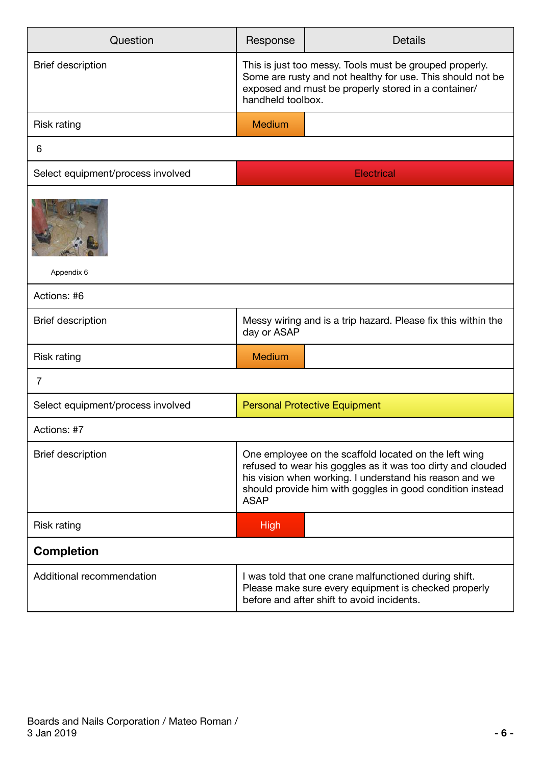| Question | Response | Details |
| --- | --- | --- |
| Brief description | This is just too messy. Tools must be grouped properly. Some are rusty and not healthy for use. This should not be exposed and must be properly stored in a container/ handheld toolbox. | |
| Risk rating | Medium | |
| 6 | | |
| Select equipment/process involved | Electrical | |
| Appendix 6 | | |
| Actions: #6 | | |
| Brief description | Messy wiring and is a trip hazard. Please fix this within the day or ASAP | |
| Risk rating | Medium | |
| 7 | | |
| Select equipment/process involved | Personal Protective Equipment | |
| Actions: #7 | | |
| Brief description | One employee on the scaffold located on the left wing refused to wear his goggles as it was too dirty and clouded his vision when working. I understand his reason and we should provide him with goggles in good condition instead ASAP | |
| Risk rating | High | |
| **Completion** | | |
| Additional recommendation | I was told that one crane malfunctioned during shift. Please make sure every equipment is checked properly before and after shift to avoid incidents. | |

Boards and Nails Corporation / Mateo Roman / 3 Jan 2019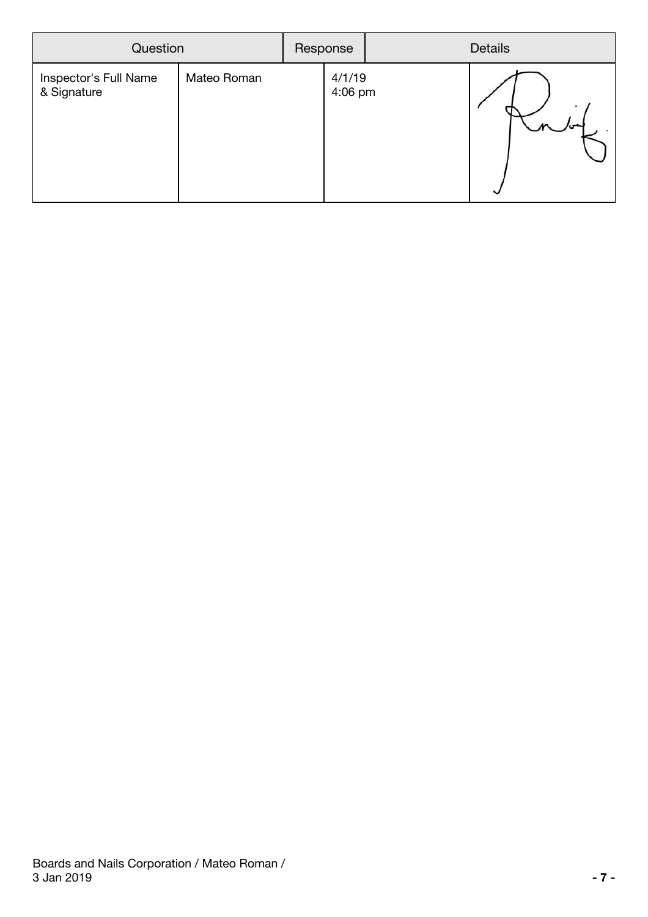| Question | Response | Details | |
|---|---|---|---|
| Inspector's Full Name & Signature | Mateo Roman | 4/1/19<br>4:06 pm | |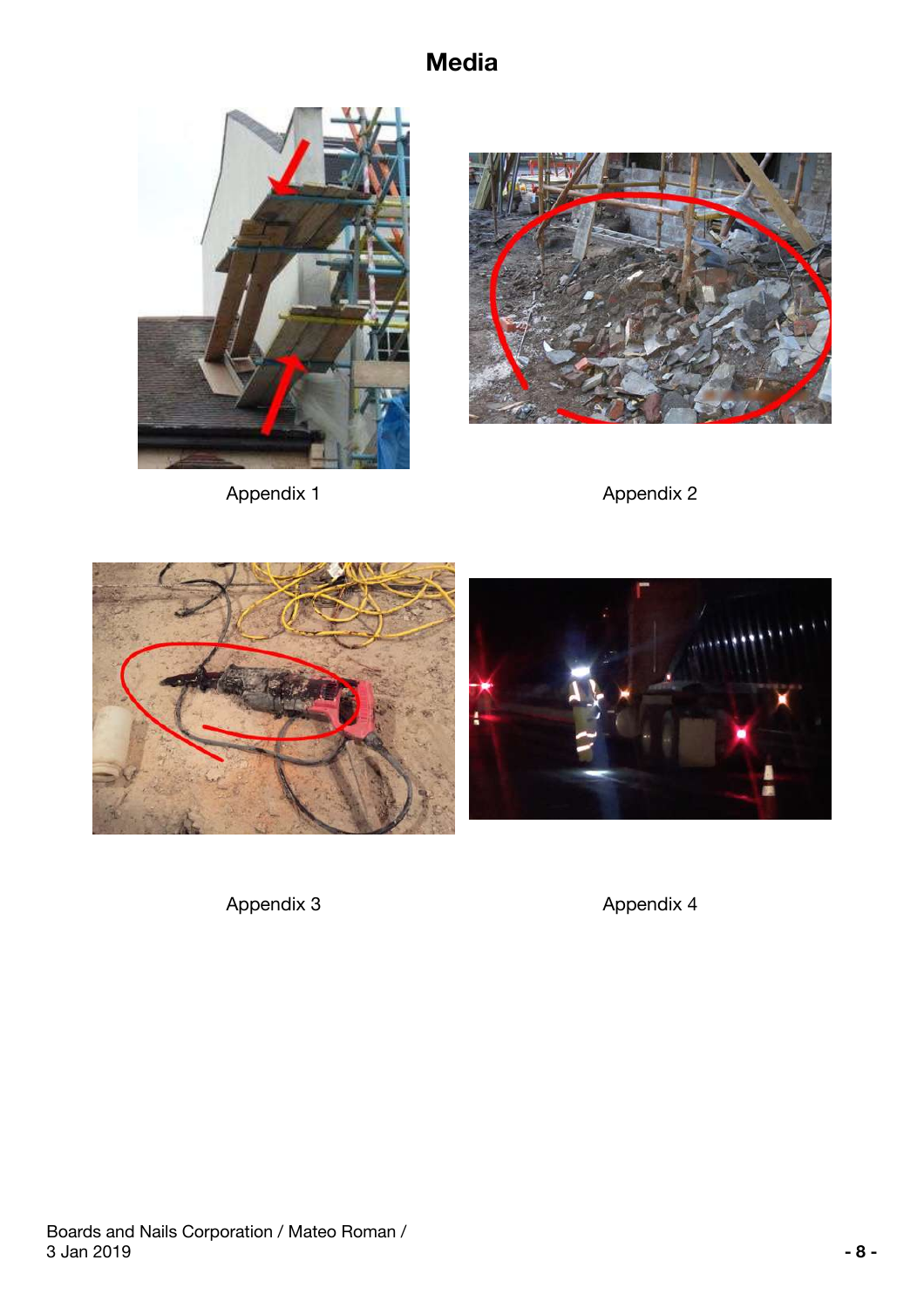# Media

Appendix 1

Appendix 2

Appendix 3

Appendix 4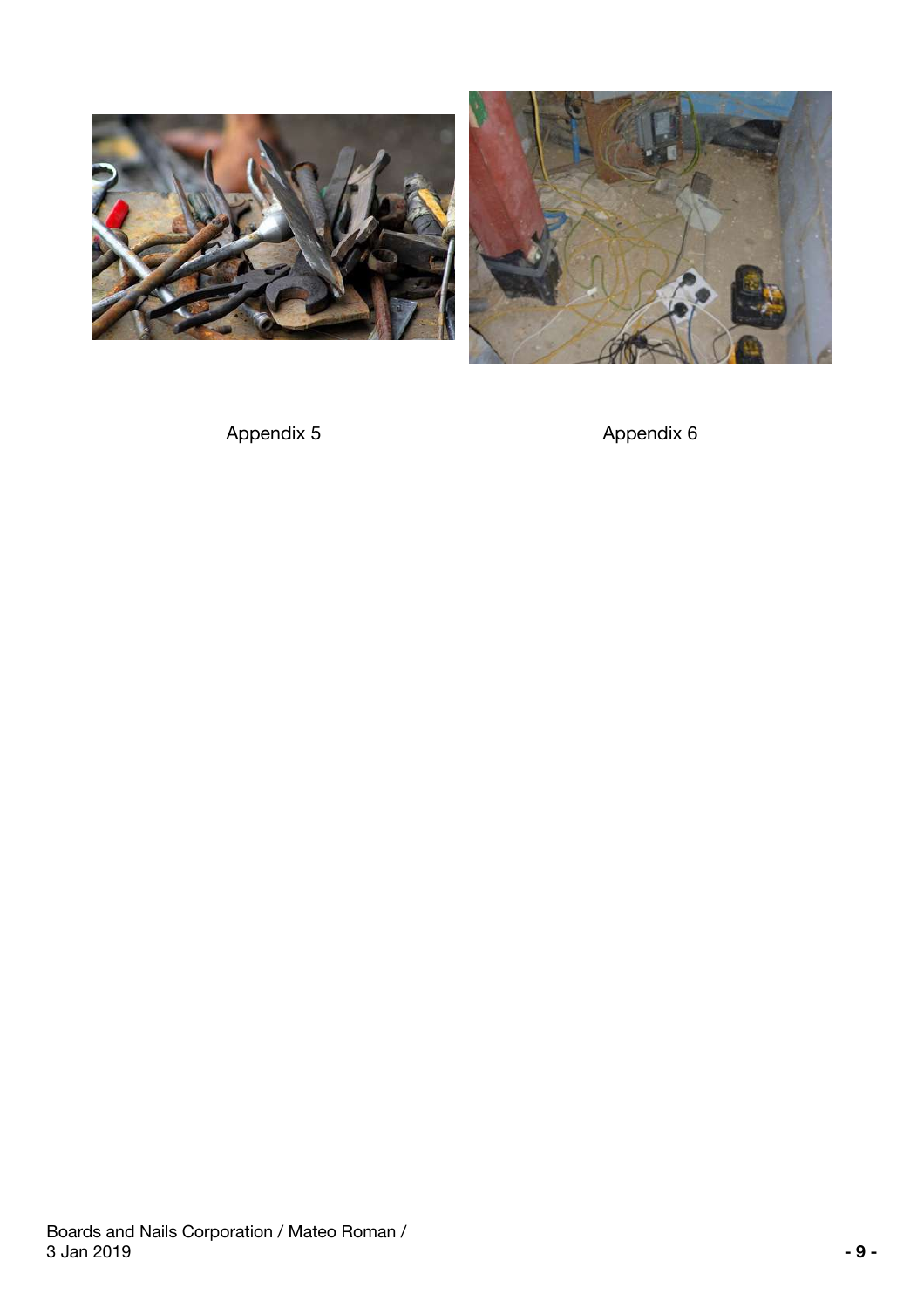Appendix 5

Appendix 6